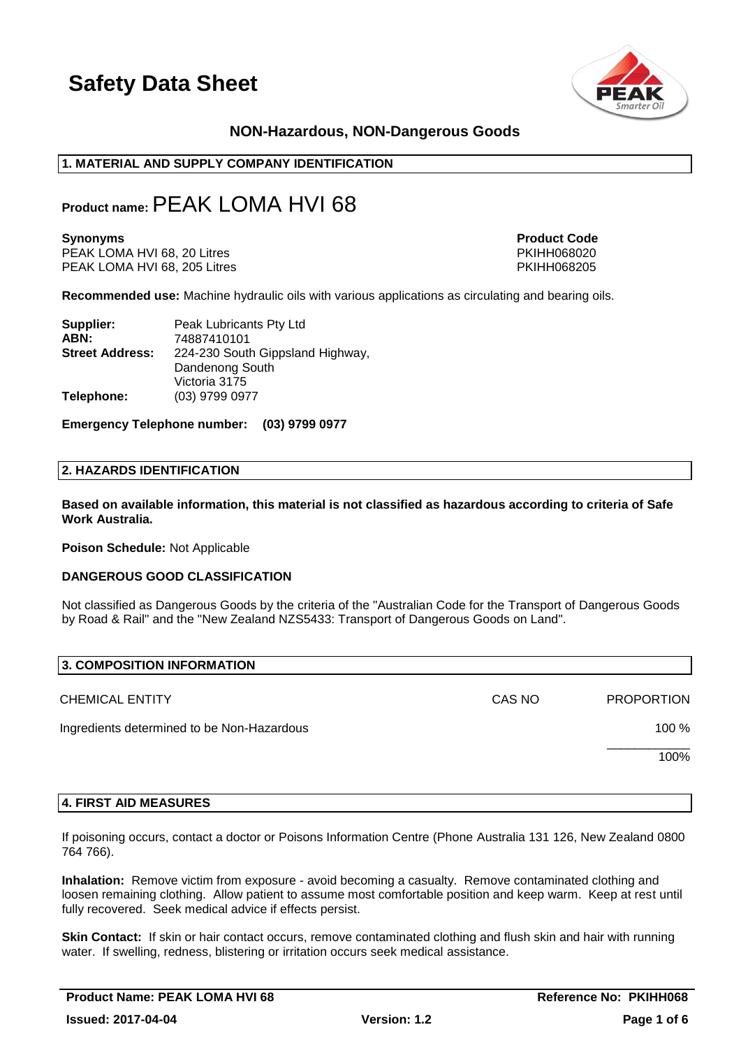# Safety Data Sheet

**NON-Hazardous, NON-Dangerous Goods**

## 1. MATERIAL AND SUPPLY COMPANY IDENTIFICATION

**Product name:** PEAK LOMA HVI 68

| **Synonyms** | **Product Code** |
|---|---|
| PEAK LOMA HVI 68, 20 Litres | PKIHH068020 |
| PEAK LOMA HVI 68, 205 Litres | PKIHH068205 |

**Recommended use:** Machine hydraulic oils with various applications as circulating and bearing oils.

**Supplier:** Peak Lubricants Pty Ltd
**ABN:** 74887410101
**Street Address:** 224-230 South Gippsland Highway, Dandenong South Victoria 3175
**Telephone:** (03) 9799 0977

**Emergency Telephone number: (03) 9799 0977**

## 2. HAZARDS IDENTIFICATION

**Based on available information, this material is not classified as hazardous according to criteria of Safe Work Australia.**

**Poison Schedule:** Not Applicable

**DANGEROUS GOOD CLASSIFICATION**

Not classified as Dangerous Goods by the criteria of the "Australian Code for the Transport of Dangerous Goods by Road & Rail" and the "New Zealand NZS5433: Transport of Dangerous Goods on Land".

## 3. COMPOSITION INFORMATION

| CHEMICAL ENTITY | CAS NO | PROPORTION |
|---|---|---|
| Ingredients determined to be Non-Hazardous | | 100 % |
| | | 100% |

## 4. FIRST AID MEASURES

If poisoning occurs, contact a doctor or Poisons Information Centre (Phone Australia 131 126, New Zealand 0800 764 766).

**Inhalation:** Remove victim from exposure - avoid becoming a casualty. Remove contaminated clothing and loosen remaining clothing. Allow patient to assume most comfortable position and keep warm. Keep at rest until fully recovered. Seek medical advice if effects persist.

**Skin Contact:** If skin or hair contact occurs, remove contaminated clothing and flush skin and hair with running water. If swelling, redness, blistering or irritation occurs seek medical assistance.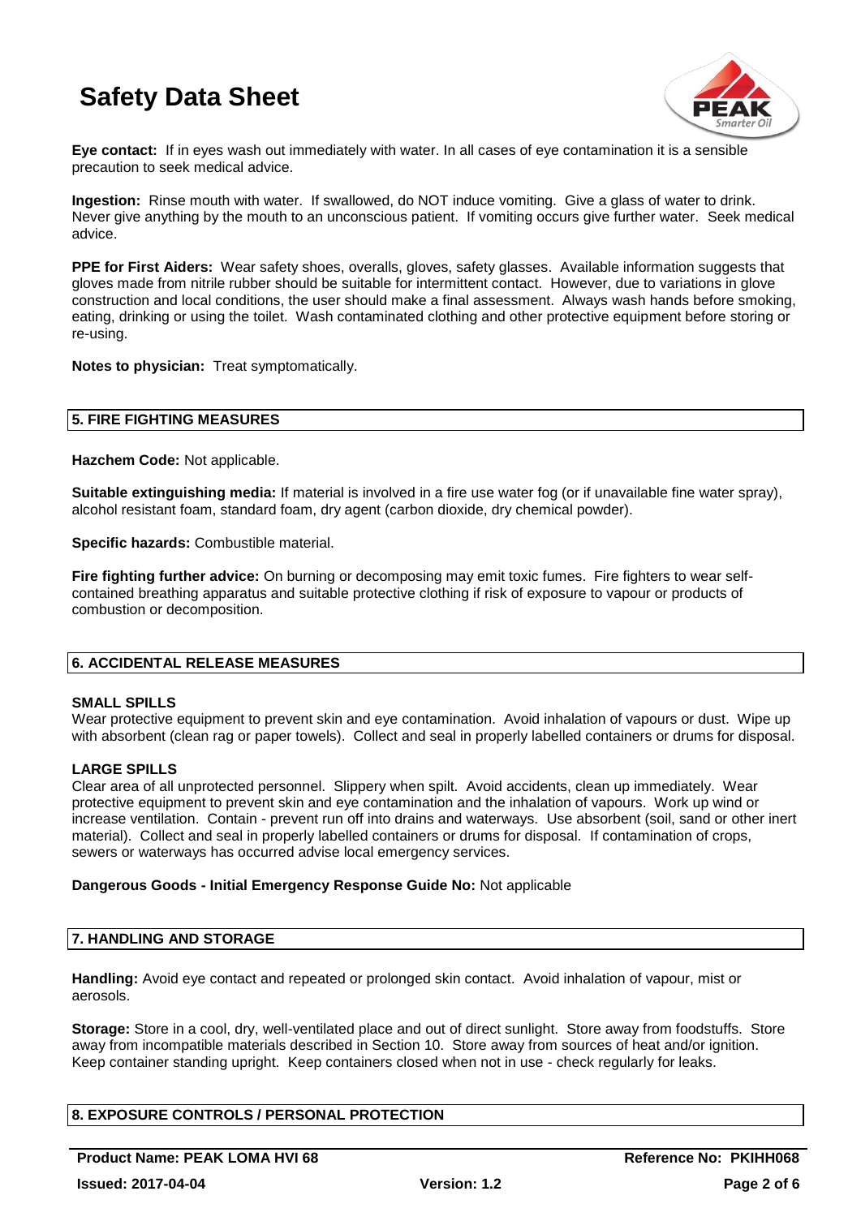**Eye contact:** If in eyes wash out immediately with water. In all cases of eye contamination it is a sensible precaution to seek medical advice.

**Ingestion:** Rinse mouth with water. If swallowed, do NOT induce vomiting. Give a glass of water to drink. Never give anything by the mouth to an unconscious patient. If vomiting occurs give further water. Seek medical advice.

**PPE for First Aiders:** Wear safety shoes, overalls, gloves, safety glasses. Available information suggests that gloves made from nitrile rubber should be suitable for intermittent contact. However, due to variations in glove construction and local conditions, the user should make a final assessment. Always wash hands before smoking, eating, drinking or using the toilet. Wash contaminated clothing and other protective equipment before storing or re-using.

**Notes to physician:** Treat symptomatically.

## 5. FIRE FIGHTING MEASURES

**Hazchem Code:** Not applicable.

**Suitable extinguishing media:** If material is involved in a fire use water fog (or if unavailable fine water spray), alcohol resistant foam, standard foam, dry agent (carbon dioxide, dry chemical powder).

**Specific hazards:** Combustible material.

**Fire fighting further advice:** On burning or decomposing may emit toxic fumes. Fire fighters to wear self-contained breathing apparatus and suitable protective clothing if risk of exposure to vapour or products of combustion or decomposition.

## 6. ACCIDENTAL RELEASE MEASURES

**SMALL SPILLS**

Wear protective equipment to prevent skin and eye contamination. Avoid inhalation of vapours or dust. Wipe up with absorbent (clean rag or paper towels). Collect and seal in properly labelled containers or drums for disposal.

**LARGE SPILLS**

Clear area of all unprotected personnel. Slippery when spilt. Avoid accidents, clean up immediately. Wear protective equipment to prevent skin and eye contamination and the inhalation of vapours. Work up wind or increase ventilation. Contain - prevent run off into drains and waterways. Use absorbent (soil, sand or other inert material). Collect and seal in properly labelled containers or drums for disposal. If contamination of crops, sewers or waterways has occurred advise local emergency services.

**Dangerous Goods - Initial Emergency Response Guide No:** Not applicable

## 7. HANDLING AND STORAGE

**Handling:** Avoid eye contact and repeated or prolonged skin contact. Avoid inhalation of vapour, mist or aerosols.

**Storage:** Store in a cool, dry, well-ventilated place and out of direct sunlight. Store away from foodstuffs. Store away from incompatible materials described in Section 10. Store away from sources of heat and/or ignition. Keep container standing upright. Keep containers closed when not in use - check regularly for leaks.

## 8. EXPOSURE CONTROLS / PERSONAL PROTECTION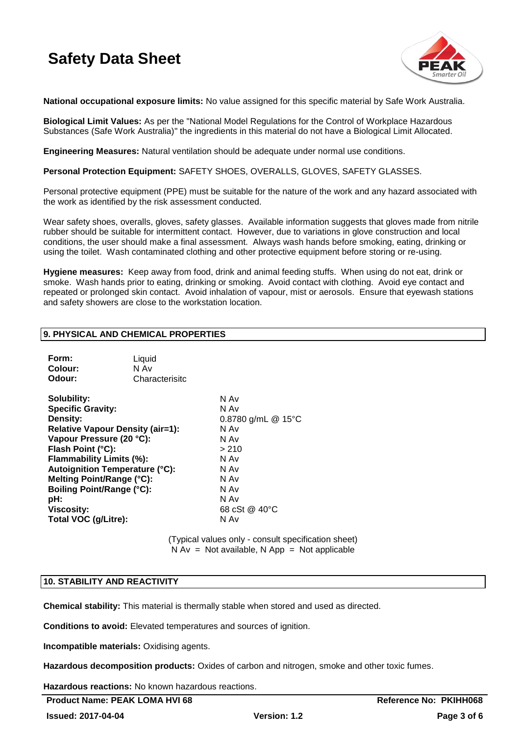**National occupational exposure limits:** No value assigned for this specific material by Safe Work Australia.

**Biological Limit Values:** As per the "National Model Regulations for the Control of Workplace Hazardous Substances (Safe Work Australia)" the ingredients in this material do not have a Biological Limit Allocated.

**Engineering Measures:** Natural ventilation should be adequate under normal use conditions.

**Personal Protection Equipment:** SAFETY SHOES, OVERALLS, GLOVES, SAFETY GLASSES.

Personal protective equipment (PPE) must be suitable for the nature of the work and any hazard associated with the work as identified by the risk assessment conducted.

Wear safety shoes, overalls, gloves, safety glasses. Available information suggests that gloves made from nitrile rubber should be suitable for intermittent contact. However, due to variations in glove construction and local conditions, the user should make a final assessment. Always wash hands before smoking, eating, drinking or using the toilet. Wash contaminated clothing and other protective equipment before storing or re-using.

**Hygiene measures:** Keep away from food, drink and animal feeding stuffs. When using do not eat, drink or smoke. Wash hands prior to eating, drinking or smoking. Avoid contact with clothing. Avoid eye contact and repeated or prolonged skin contact. Avoid inhalation of vapour, mist or aerosols. Ensure that eyewash stations and safety showers are close to the workstation location.

## 9. PHYSICAL AND CHEMICAL PROPERTIES

**Form:** Liquid
**Colour:** N Av
**Odour:** Characterisitc

| | |
|---|---|
| **Solubility:** | N Av |
| **Specific Gravity:** | N Av |
| **Density:** | 0.8780 g/mL @ 15°C |
| **Relative Vapour Density (air=1):** | N Av |
| **Vapour Pressure (20 °C):** | N Av |
| **Flash Point (°C):** | > 210 |
| **Flammability Limits (%):** | N Av |
| **Autoignition Temperature (°C):** | N Av |
| **Melting Point/Range (°C):** | N Av |
| **Boiling Point/Range (°C):** | N Av |
| **pH:** | N Av |
| **Viscosity:** | 68 cSt @ 40°C |
| **Total VOC (g/Litre):** | N Av |

(Typical values only - consult specification sheet)
N Av = Not available, N App = Not applicable

## 10. STABILITY AND REACTIVITY

**Chemical stability:** This material is thermally stable when stored and used as directed.

**Conditions to avoid:** Elevated temperatures and sources of ignition.

**Incompatible materials:** Oxidising agents.

**Hazardous decomposition products:** Oxides of carbon and nitrogen, smoke and other toxic fumes.

**Hazardous reactions:** No known hazardous reactions.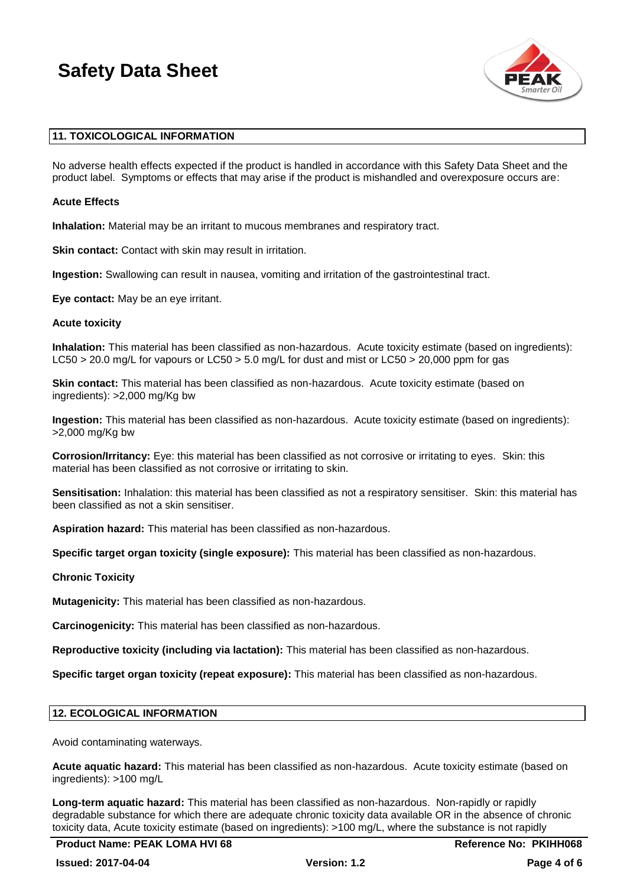## 11. TOXICOLOGICAL INFORMATION

No adverse health effects expected if the product is handled in accordance with this Safety Data Sheet and the product label. Symptoms or effects that may arise if the product is mishandled and overexposure occurs are:

**Acute Effects**

**Inhalation:** Material may be an irritant to mucous membranes and respiratory tract.

**Skin contact:** Contact with skin may result in irritation.

**Ingestion:** Swallowing can result in nausea, vomiting and irritation of the gastrointestinal tract.

**Eye contact:** May be an eye irritant.

**Acute toxicity**

**Inhalation:** This material has been classified as non-hazardous. Acute toxicity estimate (based on ingredients): LC50 > 20.0 mg/L for vapours or LC50 > 5.0 mg/L for dust and mist or LC50 > 20,000 ppm for gas

**Skin contact:** This material has been classified as non-hazardous. Acute toxicity estimate (based on ingredients): >2,000 mg/Kg bw

**Ingestion:** This material has been classified as non-hazardous. Acute toxicity estimate (based on ingredients): >2,000 mg/Kg bw

**Corrosion/Irritancy:** Eye: this material has been classified as not corrosive or irritating to eyes. Skin: this material has been classified as not corrosive or irritating to skin.

**Sensitisation:** Inhalation: this material has been classified as not a respiratory sensitiser. Skin: this material has been classified as not a skin sensitiser.

**Aspiration hazard:** This material has been classified as non-hazardous.

**Specific target organ toxicity (single exposure):** This material has been classified as non-hazardous.

**Chronic Toxicity**

**Mutagenicity:** This material has been classified as non-hazardous.

**Carcinogenicity:** This material has been classified as non-hazardous.

**Reproductive toxicity (including via lactation):** This material has been classified as non-hazardous.

**Specific target organ toxicity (repeat exposure):** This material has been classified as non-hazardous.

## 12. ECOLOGICAL INFORMATION

Avoid contaminating waterways.

**Acute aquatic hazard:** This material has been classified as non-hazardous. Acute toxicity estimate (based on ingredients): >100 mg/L

**Long-term aquatic hazard:** This material has been classified as non-hazardous. Non-rapidly or rapidly degradable substance for which there are adequate chronic toxicity data available OR in the absence of chronic toxicity data, Acute toxicity estimate (based on ingredients): >100 mg/L, where the substance is not rapidly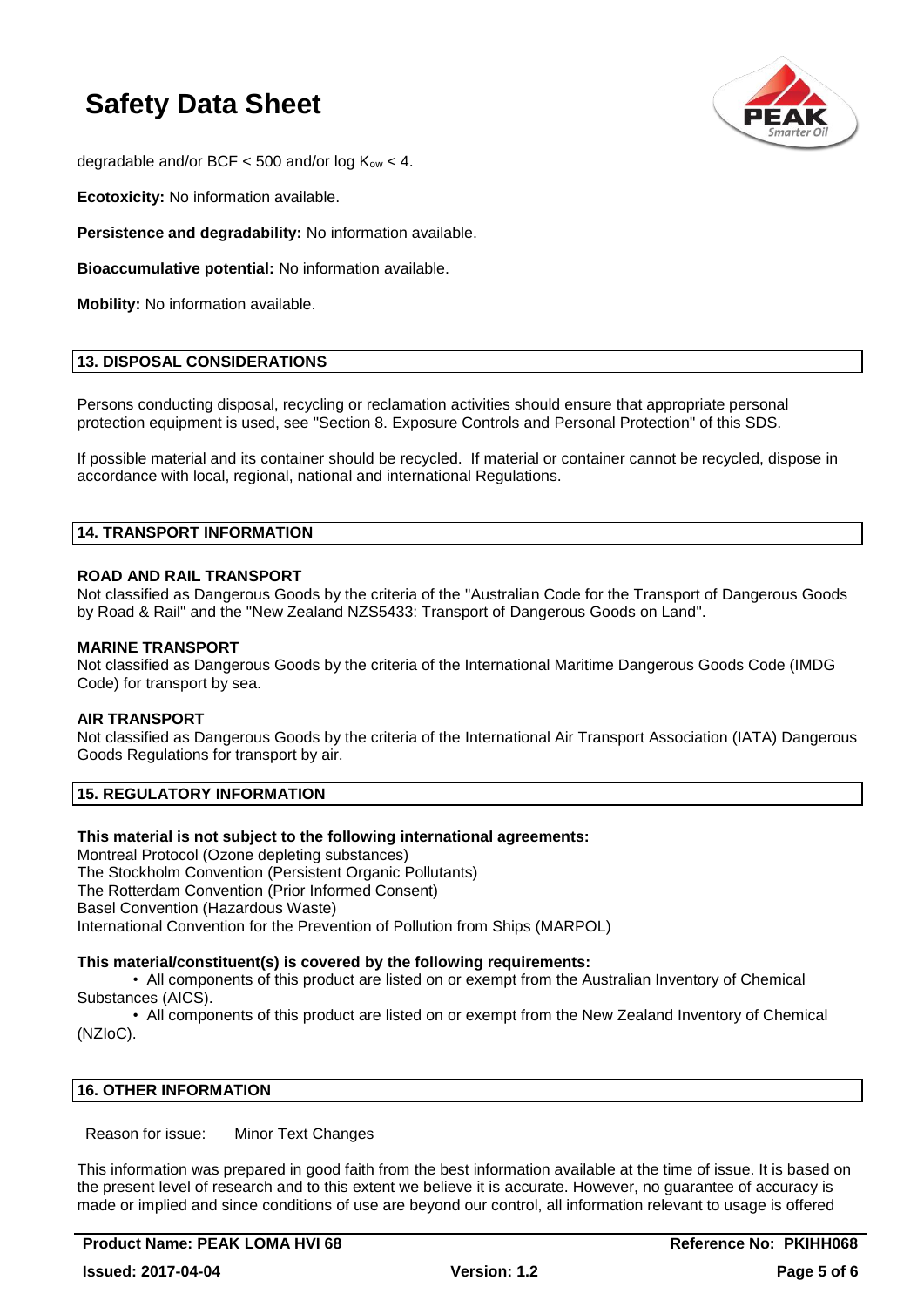degradable and/or BCF < 500 and/or log $K_{ow}$ < 4.

**Ecotoxicity:** No information available.

**Persistence and degradability:** No information available.

**Bioaccumulative potential:** No information available.

**Mobility:** No information available.

## 13. DISPOSAL CONSIDERATIONS

Persons conducting disposal, recycling or reclamation activities should ensure that appropriate personal protection equipment is used, see "Section 8. Exposure Controls and Personal Protection" of this SDS.

If possible material and its container should be recycled. If material or container cannot be recycled, dispose in accordance with local, regional, national and international Regulations.

## 14. TRANSPORT INFORMATION

**ROAD AND RAIL TRANSPORT**
Not classified as Dangerous Goods by the criteria of the "Australian Code for the Transport of Dangerous Goods by Road & Rail" and the "New Zealand NZS5433: Transport of Dangerous Goods on Land".

**MARINE TRANSPORT**
Not classified as Dangerous Goods by the criteria of the International Maritime Dangerous Goods Code (IMDG Code) for transport by sea.

**AIR TRANSPORT**
Not classified as Dangerous Goods by the criteria of the International Air Transport Association (IATA) Dangerous Goods Regulations for transport by air.

## 15. REGULATORY INFORMATION

**This material is not subject to the following international agreements:**
Montreal Protocol (Ozone depleting substances)
The Stockholm Convention (Persistent Organic Pollutants)
The Rotterdam Convention (Prior Informed Consent)
Basel Convention (Hazardous Waste)
International Convention for the Prevention of Pollution from Ships (MARPOL)

**This material/constituent(s) is covered by the following requirements:**

- All components of this product are listed on or exempt from the Australian Inventory of Chemical Substances (AICS).
- All components of this product are listed on or exempt from the New Zealand Inventory of Chemical (NZIoC).

## 16. OTHER INFORMATION

Reason for issue: Minor Text Changes

This information was prepared in good faith from the best information available at the time of issue. It is based on the present level of research and to this extent we believe it is accurate. However, no guarantee of accuracy is made or implied and since conditions of use are beyond our control, all information relevant to usage is offered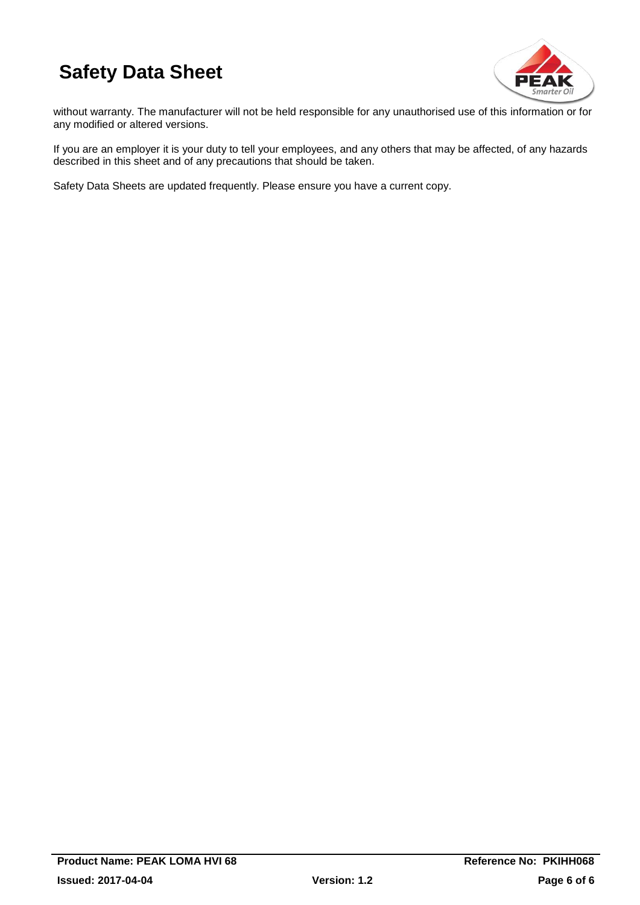without warranty. The manufacturer will not be held responsible for any unauthorised use of this information or for any modified or altered versions.

If you are an employer it is your duty to tell your employees, and any others that may be affected, of any hazards described in this sheet and of any precautions that should be taken.

Safety Data Sheets are updated frequently. Please ensure you have a current copy.